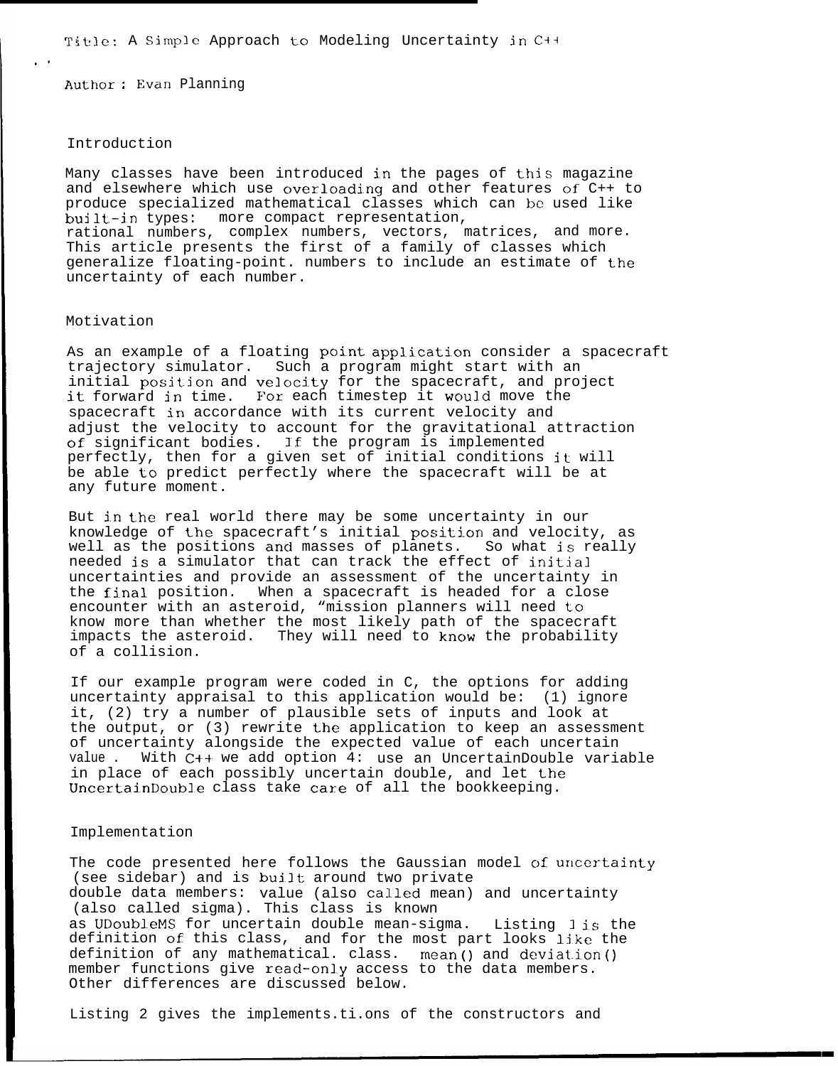Title: A Simple Approach to Modeling Uncertainty in C++

Author: Evan Planning

## Introduction

Many classes have been introduced in the pages of this magazine and elsewhere which use overloading and other features of C++ to produce specialized mathematical classes which can be used like built-in types: more compact representation, rational numbers, complex numbers, vectors, matrices, and more. This article presents the first of a family of classes which generalize floating-point. numbers to include an estimate of the uncertainty of each number.

## Motivation

As an example of a floating point application consider a spacecraft trajectory simulator. Such a program might start with an initial position and velocity for the spacecraft, and project it forward in time. For each timestep it would move the spacecraft in accordance with its current velocity and adjust the velocity to account for the gravitational attraction of significant bodies. If the program is implemented perfectly, then for a given set of initial conditions it will be able to predict perfectly where the spacecraft will be at any future moment.

But in the real world there may be some uncertainty in our knowledge of the spacecraft's initial position and velocity, as well as the positions and masses of planets. So what is really needed is a simulator that can track the effect of initial uncertainties and provide an assessment of the uncertainty in the final position. When a spacecraft is headed for a close encounter with an asteroid, "mission planners will need to know more than whether the most likely path of the spacecraft impacts the asteroid. They will need to know the probability of a collision.

If our example program were coded in C, the options for adding uncertainty appraisal to this application would be: (1) ignore it, (2) try a number of plausible sets of inputs and look at the output, or (3) rewrite the application to keep an assessment of uncertainty alongside the expected value of each uncertain value. With C++ we add option 4: use an UncertainDouble variable in place of each possibly uncertain double, and let the UncertainDouble class take care of all the bookkeeping.

## Implementation

The code presented here follows the Gaussian model of uncertainty (see sidebar) and is built around two private double data members: value (also called mean) and uncertainty (also called sigma). This class is known as UDoubleMS for uncertain double mean-sigma. Listing 1 is the definition of this class, and for the most part looks like the definition of any mathematical. class. mean() and deviation() member functions give read-only access to the data members. Other differences are discussed below.

Listing 2 gives the implements.ti.ons of the constructors and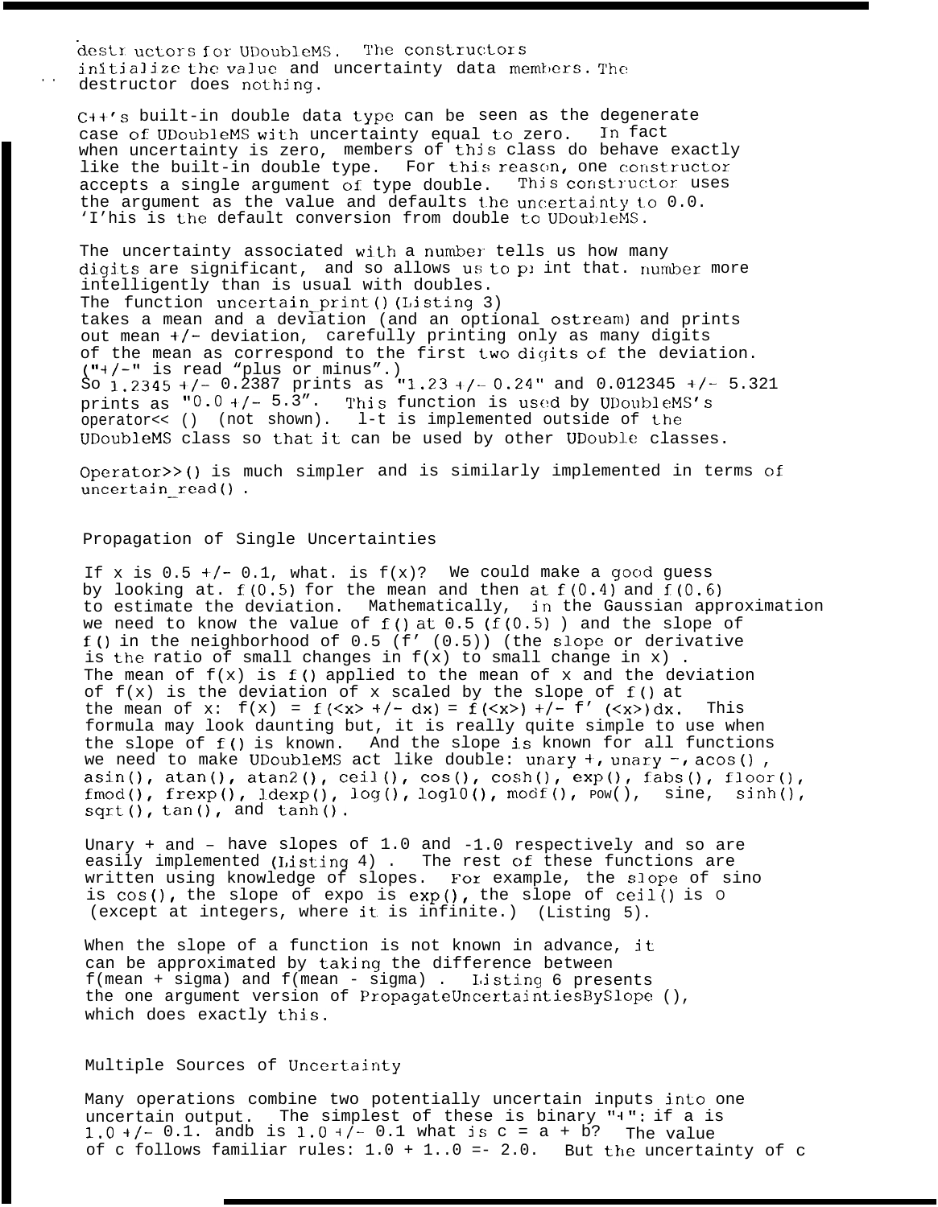destructors for UDoubleMS. The constructors initialize the value and uncertainty data members. The destructor does nothing.

C++'s built-in double data type can be seen as the degenerate case of UDoubleMS with uncertainty equal to zero. In fact when uncertainty is zero, members of this class do behave exactly like the built-in double type. For this reason, one constructor accepts a single argument of type double. This constructor uses the argument as the value and defaults the uncertainty to 0.0. This is the default conversion from double to UDoubleMS.

The uncertainty associated with a number tells us how many digits are significant, and so allows us to print that number more intelligently than is usual with doubles. The function uncertain_print() (Listing 3) takes a mean and a deviation (and an optional ostream) and prints out mean +/- deviation, carefully printing only as many digits of the mean as correspond to the first two digits of the deviation. ("+/-" is read "plus or minus".) So 1.2345 +/- 0.2387 prints as "1.23 +/- 0.24" and 0.012345 +/- 5.321 prints as "0.0 +/- 5.3". This function is used by UDoubleMS's operator<< () (not shown). It is implemented outside of the UDoubleMS class so that it can be used by other UDouble classes.

Operator>>() is much simpler and is similarly implemented in terms of uncertain_read().

## Propagation of Single Uncertainties

If x is 0.5 +/- 0.1, what is f(x)? We could make a good guess by looking at f(0.5) for the mean and then at f(0.4) and f(0.6) to estimate the deviation. Mathematically, in the Gaussian approximation we need to know the value of f() at 0.5 (f(0.5)) and the slope of f() in the neighborhood of 0.5 (f' (0.5)) (the slope or derivative is the ratio of small changes in f(x) to small change in x). The mean of f(x) is f() applied to the mean of x and the deviation of f(x) is the deviation of x scaled by the slope of f() at the mean of x: f(x) = f(<x> +/- dx) = f(<x>) +/- f' (<x>)dx. This formula may look daunting but, it is really quite simple to use when the slope of f() is known. And the slope is known for all functions we need to make UDoubleMS act like double: unary +, unary -, acos(), asin(), atan(), atan2(), ceil(), cos(), cosh(), exp(), fabs(), floor(), fmod(), frexp(), ldexp(), log(), log10(), modf(), pow(), sine, sinh(), sqrt(), tan(), and tanh().

Unary + and - have slopes of 1.0 and -1.0 respectively and so are easily implemented (Listing 4). The rest of these functions are written using knowledge of slopes. For example, the slope of sin() is cos(), the slope of exp() is exp(), the slope of ceil() is 0 (except at integers, where it is infinite.) (Listing 5).

When the slope of a function is not known in advance, it can be approximated by taking the difference between f(mean + sigma) and f(mean - sigma). Listing 6 presents the one argument version of PropagateUncertaintiesBySlope(), which does exactly this.

## Multiple Sources of Uncertainty

Many operations combine two potentially uncertain inputs into one uncertain output. The simplest of these is binary "+": if a is 1.0 +/- 0.1 and b is 1.0 +/- 0.1 what is c = a + b? The value of c follows familiar rules: 1.0 + 1.0 = 2.0. But the uncertainty of c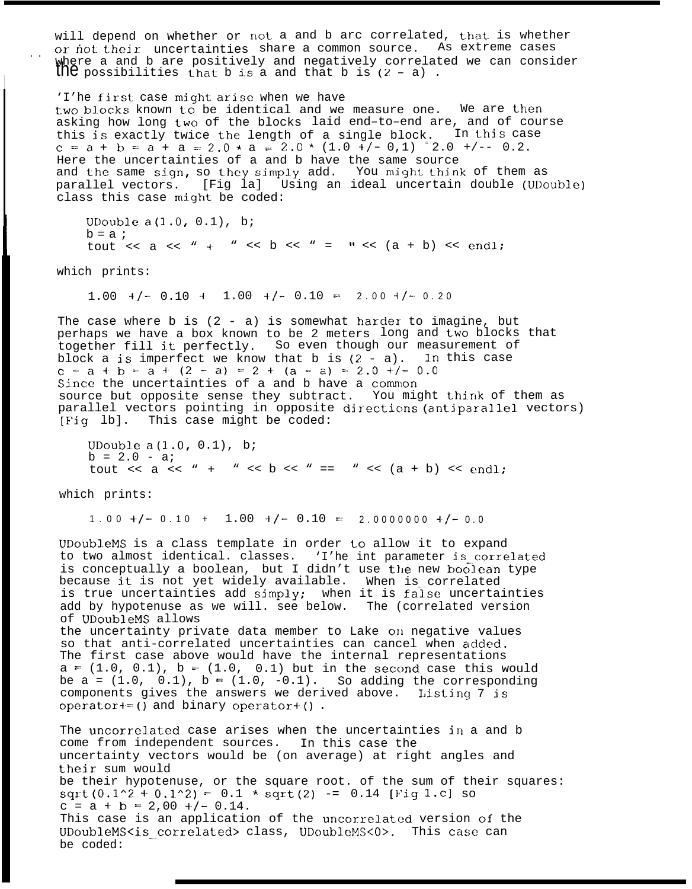will depend on whether or not a and b are correlated, that is whether or not their uncertainties share a common source. As extreme cases where a and b are positively and negatively correlated we can consider the possibilities that b is a and that b is (2 - a).

The first case might arise when we have two blocks known to be identical and we measure one. We are then asking how long two of the blocks laid end-to-end are, and of course this is exactly twice the length of a single block. In this case c = a + b = a + a = 2.0 * a = 2.0 * (1.0 +/- 0.1) = 2.0 +/- 0.2. Here the uncertainties of a and b have the same source and the same sign, so they simply add. You might think of them as parallel vectors. [Fig 1a] Using an ideal uncertain double (UDouble) class this case might be coded:

```
UDouble a(1.0, 0.1), b;
b = a;
tout << a << " + " << b << " = " << (a + b) << endl;
```

which prints:

```
1.00 +/- 0.10 + 1.00 +/- 0.10 = 2.00 +/- 0.20
```

The case where b is (2 - a) is somewhat harder to imagine, but perhaps we have a box known to be 2 meters long and two blocks that together fill it perfectly. So even though our measurement of block a is imperfect we know that b is (2 - a). In this case c = a + b = a + (2 - a) = 2 + (a - a) = 2.0 +/- 0.0 Since the uncertainties of a and b have a common source but opposite sense they subtract. You might think of them as parallel vectors pointing in opposite directions (antiparallel vectors) [Fig 1b]. This case might be coded:

```
UDouble a(1.0, 0.1), b;
b = 2.0 - a;
tout << a << " + " << b << " == " << (a + b) << endl;
```

which prints:

```
1.00 +/- 0.10 + 1.00 +/- 0.10 = 2.0000000 +/- 0.0
```

UDoubleMS is a class template in order to allow it to expand to two almost identical. classes. The int parameter is_correlated is conceptually a boolean, but I didn't use the new boolean type because it is not yet widely available. When is_correlated is true uncertainties add simply; when it is false uncertainties add by hypotenuse as we will. see below. The correlated version of UDoubleMS allows the uncertainty private data member to take on negative values so that anti-correlated uncertainties can cancel when added. The first case above would have the internal representations a = (1.0, 0.1), b = (1.0, 0.1) but in the second case this would be a = (1.0, 0.1), b = (1.0, -0.1). So adding the corresponding components gives the answers we derived above. Listing 7 is operator+=() and binary operator+().

The uncorrelated case arises when the uncertainties in a and b come from independent sources. In this case the uncertainty vectors would be (on average) at right angles and their sum would be their hypotenuse, or the square root. of the sum of their squares: sqrt(0.1^2 + 0.1^2) = 0.1 * sqrt(2) -= 0.14 [Fig 1.c] so c = a + b = 2,00 +/- 0.14. This case is an application of the uncorrelated version of the UDoubleMS<is_correlated> class, UDoubleMS<0>. This case can be coded: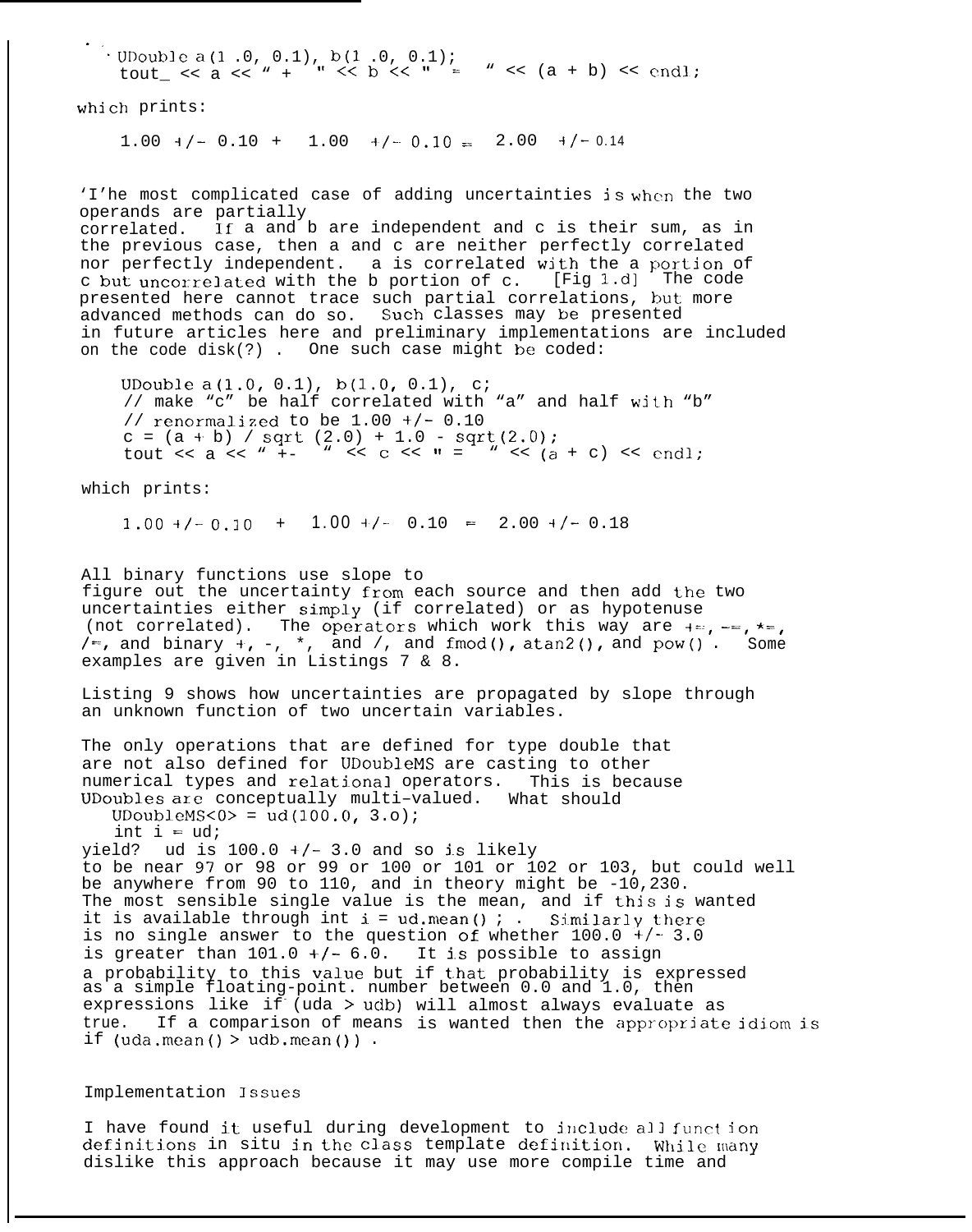```
UDouble a(1.0, 0.1), b(1.0, 0.1);
tout_ << a << " + " << b << " = " << (a + b) << endl;
```

which prints:

```
1.00 +/- 0.10 + 1.00 +/- 0.10 = 2.00 +/- 0.14
```

The most complicated case of adding uncertainties is when the two operands are partially correlated. If a and b are independent and c is their sum, as in the previous case, then a and c are neither perfectly correlated nor perfectly independent. a is correlated with the a portion of c but uncorrelated with the b portion of c. [Fig 1.d] The code presented here cannot trace such partial correlations, but more advanced methods can do so. Such classes may be presented in future articles here and preliminary implementations are included on the code disk(?). One such case might be coded:

```
UDouble a(1.0, 0.1), b(1.0, 0.1), c;
// make "c" be half correlated with "a" and half with "b"
// renormalized to be 1.00 +/- 0.10
c = (a + b) / sqrt(2.0) + 1.0 - sqrt(2.0);
tout << a << " +- " << c << " = " << (a + c) << endl;
```

which prints:

```
1.00 +/- 0.10 + 1.00 +/- 0.10 = 2.00 +/- 0.18
```

All binary functions use slope to figure out the uncertainty from each source and then add the two uncertainties either simply (if correlated) or as hypotenuse (not correlated). The operators which work this way are +=, -=, *=, /=, and binary +, -, *, and /, and fmod(), atan2(), and pow(). Some examples are given in Listings 7 & 8.

Listing 9 shows how uncertainties are propagated by slope through an unknown function of two uncertain variables.

The only operations that are defined for type double that are not also defined for UDoubleMS are casting to other numerical types and relational operators. This is because UDoubles are conceptually multi-valued. What should

```
UDoubleMS<0> = ud(100.0, 3.0);
int i = ud;
```

yield? ud is 100.0 +/- 3.0 and so is likely to be near 97 or 98 or 99 or 100 or 101 or 102 or 103, but could well be anywhere from 90 to 110, and in theory might be -10,230. The most sensible single value is the mean, and if this is wanted it is available through int i = ud.mean(); . Similarly there is no single answer to the question of whether 100.0 +/- 3.0 is greater than 101.0 +/- 6.0. It is possible to assign a probability to this value but if that probability is expressed as a simple floating-point. number between 0.0 and 1.0, then expressions like if (uda > udb) will almost always evaluate as true. If a comparison of means is wanted then the appropriate idiom is if (uda.mean() > udb.mean()) .

## Implementation Issues

I have found it useful during development to include all function definitions in situ in the class template definition. While many dislike this approach because it may use more compile time and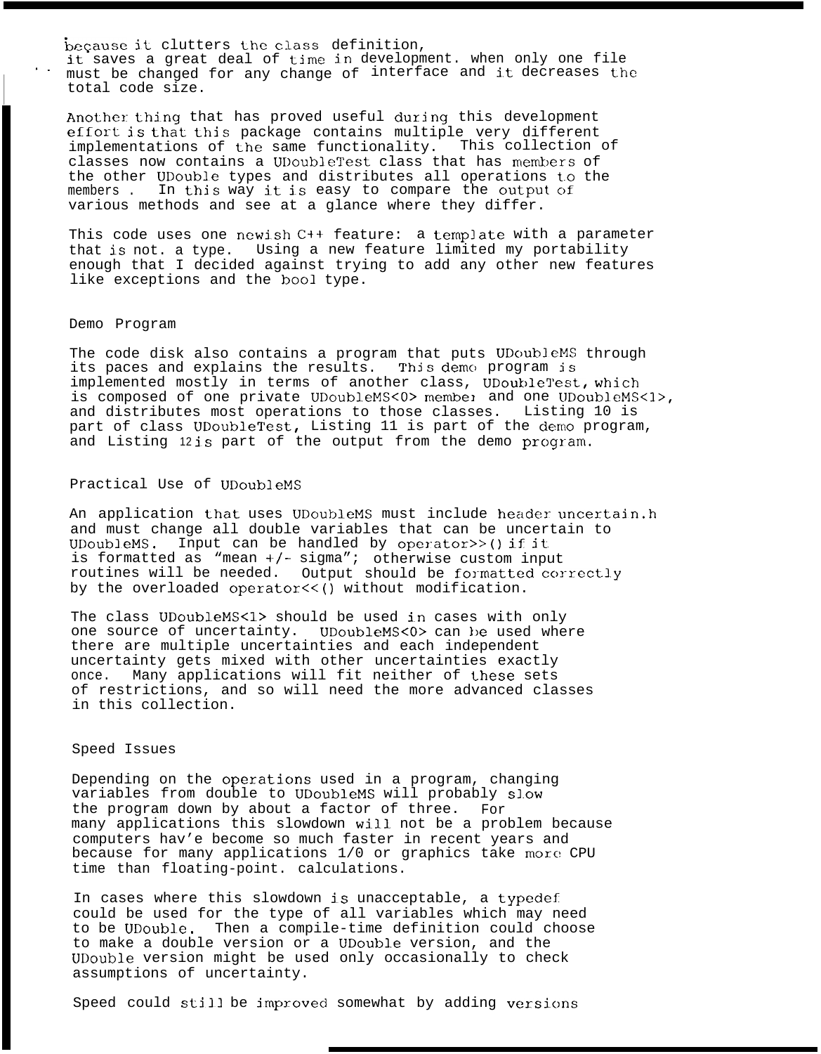because it clutters the class definition, it saves a great deal of time in development. when only one file must be changed for any change of interface and it decreases the total code size.

Another thing that has proved useful during this development effort is that this package contains multiple very different implementations of the same functionality. This collection of classes now contains a UDoubleTest class that has members of the other UDouble types and distributes all operations to the members . In this way it is easy to compare the output of various methods and see at a glance where they differ.

This code uses one newish C++ feature: a template with a parameter that is not. a type. Using a new feature limited my portability enough that I decided against trying to add any other new features like exceptions and the bool type.

## Demo Program

The code disk also contains a program that puts UDoubleMS through its paces and explains the results. This demo program is implemented mostly in terms of another class, UDoubleTest, which is composed of one private UDoubleMS<0> member and one UDoubleMS<1>, and distributes most operations to those classes. Listing 10 is part of class UDoubleTest, Listing 11 is part of the demo program, and Listing 12 is part of the output from the demo program.

## Practical Use of UDoubleMS

An application that uses UDoubleMS must include header uncertain.h and must change all double variables that can be uncertain to UDoubleMS. Input can be handled by operator>>() if it is formatted as "mean +/- sigma"; otherwise custom input routines will be needed. Output should be formatted correctly by the overloaded operator<<() without modification.

The class UDoubleMS<1> should be used in cases with only one source of uncertainty. UDoubleMS<0> can be used where there are multiple uncertainties and each independent uncertainty gets mixed with other uncertainties exactly once. Many applications will fit neither of these sets of restrictions, and so will need the more advanced classes in this collection.

## Speed Issues

Depending on the operations used in a program, changing variables from double to UDoubleMS will probably slow the program down by about a factor of three. For many applications this slowdown will not be a problem because computers hav'e become so much faster in recent years and because for many applications 1/0 or graphics take more CPU time than floating-point. calculations.

In cases where this slowdown is unacceptable, a typedef could be used for the type of all variables which may need to be UDouble. Then a compile-time definition could choose to make a double version or a UDouble version, and the UDouble version might be used only occasionally to check assumptions of uncertainty.

Speed could still be improved somewhat by adding versions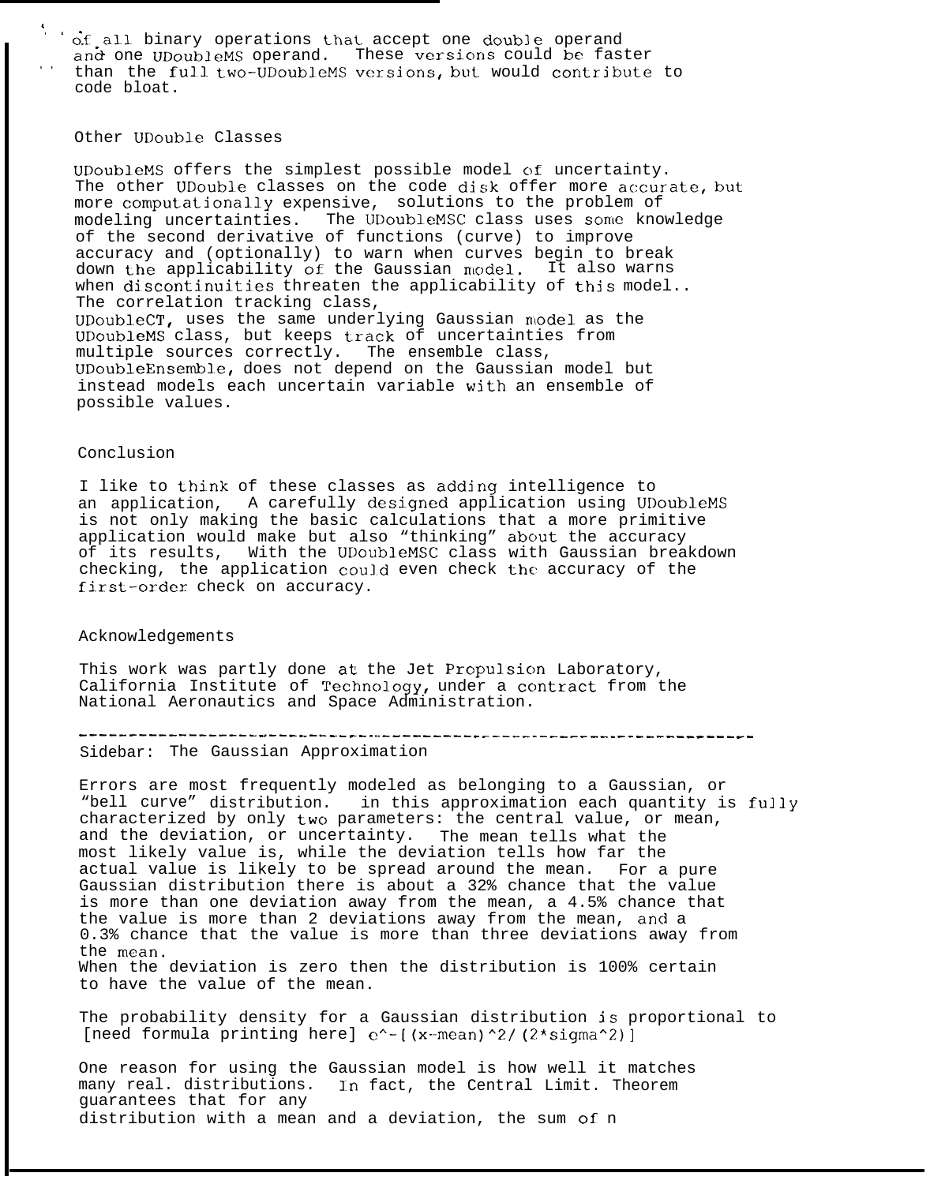of all binary operations that accept one double operand and one UDoubleMS operand. These versions could be faster than the full two-UDoubleMS versions, but would contribute to code bloat.

## Other UDouble Classes

UDoubleMS offers the simplest possible model of uncertainty. The other UDouble classes on the code disk offer more accurate, but more computationally expensive, solutions to the problem of modeling uncertainties. The UDoubleMSC class uses some knowledge of the second derivative of functions (curve) to improve accuracy and (optionally) to warn when curves begin to break down the applicability of the Gaussian model. It also warns when discontinuities threaten the applicability of this model.. The correlation tracking class, UDoubleCT, uses the same underlying Gaussian model as the UDoubleMS class, but keeps track of uncertainties from multiple sources correctly. The ensemble class, UDoubleEnsemble, does not depend on the Gaussian model but instead models each uncertain variable with an ensemble of possible values.

## Conclusion

I like to think of these classes as adding intelligence to an application, A carefully designed application using UDoubleMS is not only making the basic calculations that a more primitive application would make but also "thinking" about the accuracy of its results, With the UDoubleMSC class with Gaussian breakdown checking, the application could even check the accuracy of the first-order check on accuracy.

## Acknowledgements

This work was partly done at the Jet Propulsion Laboratory, California Institute of Technology, under a contract from the National Aeronautics and Space Administration.

---

## Sidebar: The Gaussian Approximation

Errors are most frequently modeled as belonging to a Gaussian, or "bell curve" distribution. in this approximation each quantity is fully characterized by only two parameters: the central value, or mean, and the deviation, or uncertainty. The mean tells what the most likely value is, while the deviation tells how far the actual value is likely to be spread around the mean. For a pure Gaussian distribution there is about a 32% chance that the value is more than one deviation away from the mean, a 4.5% chance that the value is more than 2 deviations away from the mean, and a 0.3% chance that the value is more than three deviations away from the mean.
When the deviation is zero then the distribution is 100% certain to have the value of the mean.

The probability density for a Gaussian distribution is proportional to [need formula printing here] e^-[(x-mean)^2/(2*sigma^2)]

One reason for using the Gaussian model is how well it matches many real. distributions. In fact, the Central Limit. Theorem guarantees that for any
distribution with a mean and a deviation, the sum of n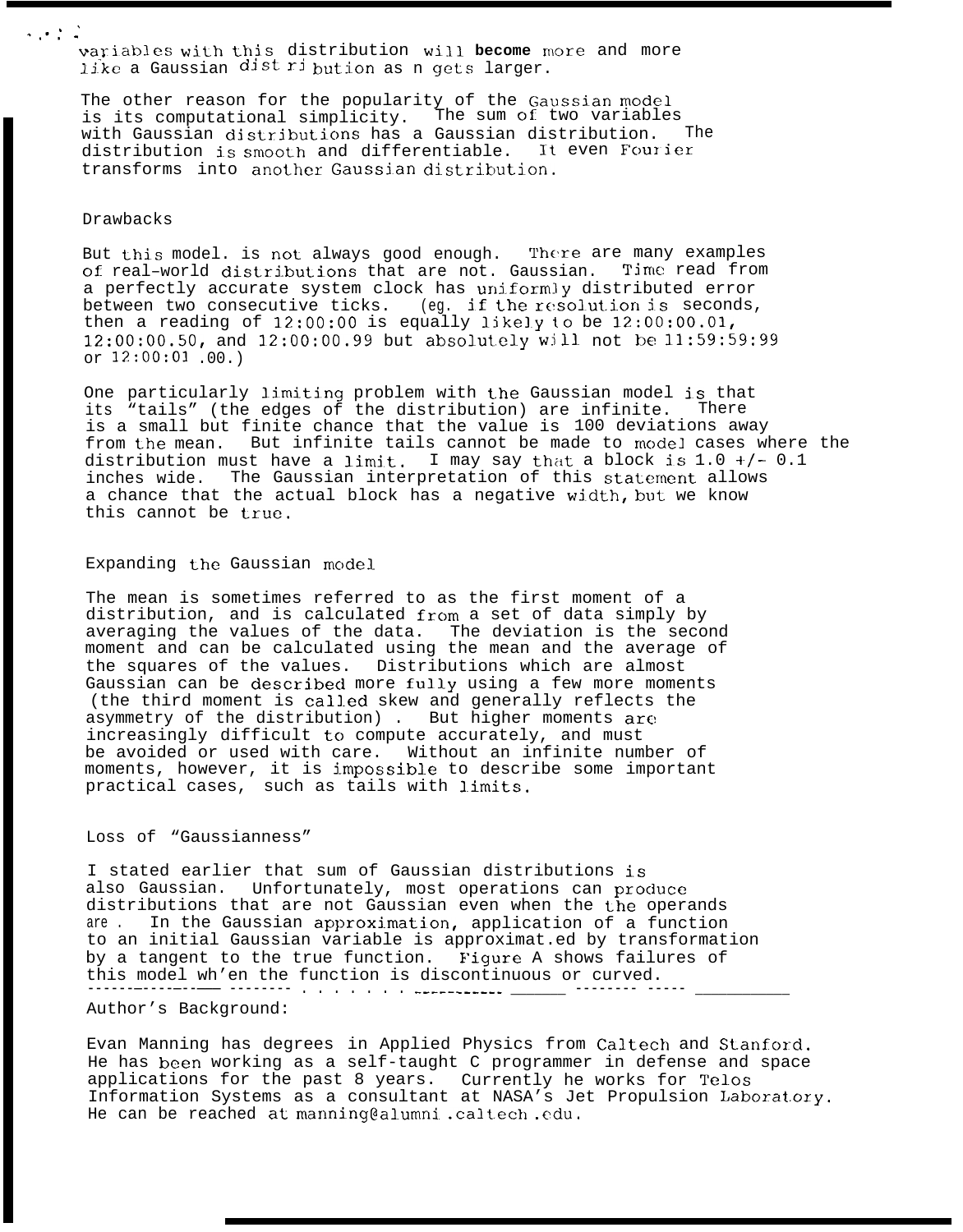variables with this distribution will become more and more like a Gaussian distribution as n gets larger.

The other reason for the popularity of the Gaussian model is its computational simplicity. The sum of two variables with Gaussian distributions has a Gaussian distribution. The distribution is smooth and differentiable. It even Fourier transforms into another Gaussian distribution.

## Drawbacks

But this model. is not always good enough. There are many examples of real-world distributions that are not. Gaussian. Time read from a perfectly accurate system clock has uniformly distributed error between two consecutive ticks. (eg. if the resolution is seconds, then a reading of 12:00:00 is equally likely to be 12:00:00.01, 12:00:00.50, and 12:00:00.99 but absolutely will not be 11:59:59:99 or 12:00:01 .00.)

One particularly limiting problem with the Gaussian model is that its "tails" (the edges of the distribution) are infinite. There is a small but finite chance that the value is 100 deviations away from the mean. But infinite tails cannot be made to model cases where the distribution must have a limit. I may say that a block is 1.0 +/- 0.1 inches wide. The Gaussian interpretation of this statement allows a chance that the actual block has a negative width, but we know this cannot be true.

## Expanding the Gaussian model

The mean is sometimes referred to as the first moment of a distribution, and is calculated from a set of data simply by averaging the values of the data. The deviation is the second moment and can be calculated using the mean and the average of the squares of the values. Distributions which are almost Gaussian can be described more fully using a few more moments (the third moment is called skew and generally reflects the asymmetry of the distribution) . But higher moments are increasingly difficult to compute accurately, and must be avoided or used with care. Without an infinite number of moments, however, it is impossible to describe some important practical cases, such as tails with limits.

## Loss of "Gaussianness"

I stated earlier that sum of Gaussian distributions is also Gaussian. Unfortunately, most operations can produce distributions that are not Gaussian even when the the operands are . In the Gaussian approximation, application of a function to an initial Gaussian variable is approximated by transformation by a tangent to the true function. Figure A shows failures of this model wh'en the function is discontinuous or curved.

---

Author's Background:

Evan Manning has degrees in Applied Physics from Caltech and Stanford. He has been working as a self-taught C programmer in defense and space applications for the past 8 years. Currently he works for Telos Information Systems as a consultant at NASA's Jet Propulsion Laboratory. He can be reached at manning@alumni .caltech .edu.